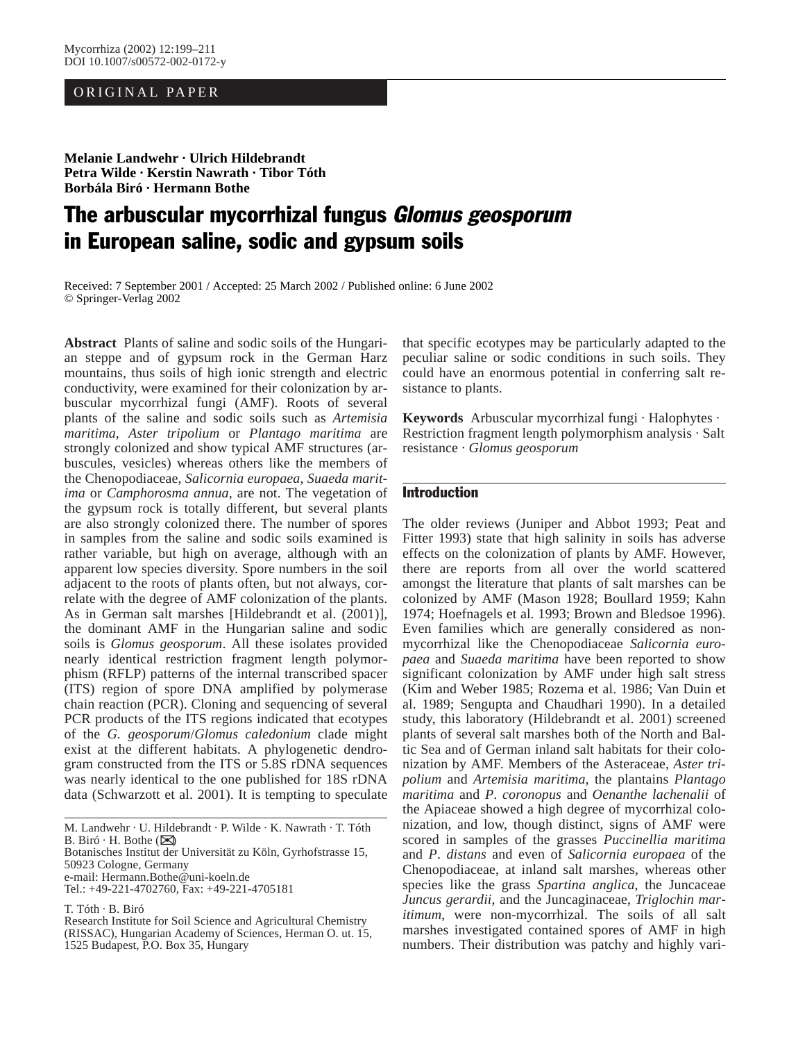Mycorrhiza (2002) 12:199–211
DOI 10.1007/s00572-002-0172-y

ORIGINAL PAPER

**Melanie Landwehr · Ulrich Hildebrandt**
**Petra Wilde · Kerstin Nawrath · Tibor Tóth**
**Borbála Biró · Hermann Bothe**

# The arbuscular mycorrhizal fungus *Glomus geosporum* in European saline, sodic and gypsum soils

Received: 7 September 2001 / Accepted: 25 March 2002 / Published online: 6 June 2002
© Springer-Verlag 2002

**Abstract** Plants of saline and sodic soils of the Hungarian steppe and of gypsum rock in the German Harz mountains, thus soils of high ionic strength and electric conductivity, were examined for their colonization by arbuscular mycorrhizal fungi (AMF). Roots of several plants of the saline and sodic soils such as *Artemisia maritima*, *Aster tripolium* or *Plantago maritima* are strongly colonized and show typical AMF structures (arbuscules, vesicles) whereas others like the members of the Chenopodiaceae, *Salicornia europaea*, *Suaeda maritima* or *Camphorosma annua*, are not. The vegetation of the gypsum rock is totally different, but several plants are also strongly colonized there. The number of spores in samples from the saline and sodic soils examined is rather variable, but high on average, although with an apparent low species diversity. Spore numbers in the soil adjacent to the roots of plants often, but not always, correlate with the degree of AMF colonization of the plants. As in German salt marshes [Hildebrandt et al. (2001)], the dominant AMF in the Hungarian saline and sodic soils is *Glomus geosporum*. All these isolates provided nearly identical restriction fragment length polymorphism (RFLP) patterns of the internal transcribed spacer (ITS) region of spore DNA amplified by polymerase chain reaction (PCR). Cloning and sequencing of several PCR products of the ITS regions indicated that ecotypes of the *G. geosporum*/*Glomus caledonium* clade might exist at the different habitats. A phylogenetic dendrogram constructed from the ITS or 5.8S rDNA sequences was nearly identical to the one published for 18S rDNA data (Schwarzott et al. 2001). It is tempting to speculate that specific ecotypes may be particularly adapted to the peculiar saline or sodic conditions in such soils. They could have an enormous potential in conferring salt resistance to plants.

**Keywords** Arbuscular mycorrhizal fungi · Halophytes · Restriction fragment length polymorphism analysis · Salt resistance · *Glomus geosporum*

M. Landwehr · U. Hildebrandt · P. Wilde · K. Nawrath · T. Tóth
B. Biró · H. Bothe (✉)
Botanisches Institut der Universität zu Köln, Gyrhofstrasse 15, 50923 Cologne, Germany
e-mail: Hermann.Bothe@uni-koeln.de
Tel.: +49-221-4702760, Fax: +49-221-4705181

T. Tóth · B. Biró
Research Institute for Soil Science and Agricultural Chemistry (RISSAC), Hungarian Academy of Sciences, Herman O. ut. 15, 1525 Budapest, P.O. Box 35, Hungary

## Introduction

The older reviews (Juniper and Abbot 1993; Peat and Fitter 1993) state that high salinity in soils has adverse effects on the colonization of plants by AMF. However, there are reports from all over the world scattered amongst the literature that plants of salt marshes can be colonized by AMF (Mason 1928; Boullard 1959; Kahn 1974; Hoefnagels et al. 1993; Brown and Bledsoe 1996). Even families which are generally considered as non-mycorrhizal like the Chenopodiceae *Salicornia europaea* and *Suaeda maritima* have been reported to show significant colonization by AMF under high salt stress (Kim and Weber 1985; Rozema et al. 1986; Van Duin et al. 1989; Sengupta and Chaudhari 1990). In a detailed study, this laboratory (Hildebrandt et al. 2001) screened plants of several salt marshes both of the North and Baltic Sea and of German inland salt habitats for their colonization by AMF. Members of the Asteraceae, *Aster tripolium* and *Artemisia maritima*, the plantains *Plantago maritima* and *P. coronopus* and *Oenanthe lachenalii* of the Apiaceae showed a high degree of mycorrhizal colonization, and low, though distinct, signs of AMF were scored in samples of the grasses *Puccinellia maritima* and *P. distans* and even of *Salicornia europaea* of the Chenopodiaceae, at inland salt marshes, whereas other species like the grass *Spartina anglica*, the Juncaceae *Juncus gerardii*, and the Juncaginaceae, *Triglochin maritimum*, were non-mycorrhizal. The soils of all salt marshes investigated contained spores of AMF in high numbers. Their distribution was patchy and highly vari-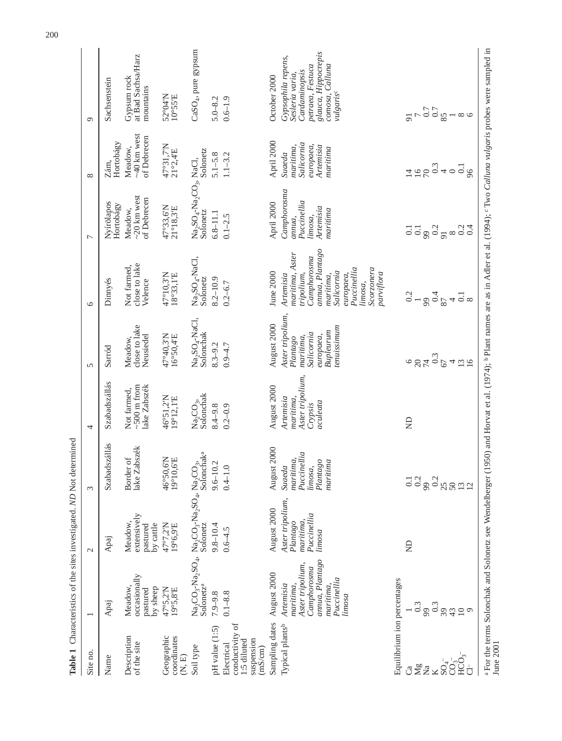**Table 1** Characteristics of the sites investigated. *ND* Not determined

| Site no. | 1 | 2 | 3 | 4 | 5 | 6 | 7 | 8 | 9 |
|---|---|---|---|---|---|---|---|---|---|
| Name | Apaj | Apaj | Szabadszállás | Szabadszállás | Sarród | Dinnyés | Nyírőlapos Hortobágy | Zám, Hortobágy | Sachsenstein |
| Description of the site | Meadow, occasionally pastured by sheep | Meadow, extensively pastured by cattle | Border of lake Zabszék | Not farmed, ~500 m from lake Zabszék | Meadow, close to lake Neusiedel | Not farmed, close to lake Velence | Meadow, ~20 km west of Debrecen | Meadow, ~40 km west of Debrecen | Gypsum rock at Bad Sachsa/Harz mountains |
| Geographic coordinates (N, E) | 47°5,2'N 19°5,8'E | 47°7,2'N 19°6,9'E | 46°50,6'N 19°10,6'E | 46°51,2'N 19°12,1'E | 47°40,3'N 16°50,4'E | 47°10,3'N 18°33,1'E | 47°33,6'N 21°18,3'E | 47°31,7'N 21°2,4'E | 52°04'N 10°55'E |
| Soil type | $Na_2CO_3$-$Na_2SO_4$, Solonetz[a] | $Na_2CO_3$-$Na_2SO_4$, Solonetz | $Na_2CO_3$, Solonchak[a] | $Na_2CO_3$, Solonchak | $Na_2SO_4$-NaCl, Solonchak | $Na_2SO_4$-NaCl, Solonetz | $Na_2SO_4$-$Na_2CO_3$, Solonetz | NaCl, Solonetz | $CaSO_4$, pure gypsum |
| pH value (1:5) | 7.9–9.8 | 9.8–10.4 | 9.6–10.2 | 8.4–9.8 | 8.3–9.2 | 8.2–10.9 | 6.8–11.1 | 5.1–5.8 | 5.0–8.2 |
| Electrical conductivity of 1:5 diluted suspension (mS/cm) | 0.1–8.8 | 0.6–4.5 | 0.4–1.0 | 0.2–0.9 | 0.9–4.7 | 0.2–6.7 | 0.1–2.5 | 1.1–3.2 | 0.6–1.9 |
| Sampling dates | August 2000 | August 2000 | August 2000 | August 2000 | August 2000 | June 2000 | April 2000 | April 2000 | October 2000 |
| Typical plants[b] | *Artemisia maritima, Aster tripolium, Camphorosma annua, Plantago maritima, Puccinellia limosa* | *Aster tripolium, Plantago maritima, Puccinellia limosa* | *Suaeda maritima, Puccinellia limosa, Plantago maritima* | *Artemisia maritima, Aster tripolium, Crypsis aculeata* | *Aster tripolium, Plantago maritima, Salicornia europaea, Bupleurum tenuissimum* | *Artemisia maritima, Aster tripolium, Camphorosma annua, Plantago maritima, Salicornia europaea, Puccinellia limosa, Scorzonera parviflora* | *Camphorosma annua, Puccinellia limosa, Artemisia maritima* | *Suaeda maritima, Salicornia europaea, Artemisia maritima* | *Gypsophila repens, Sesleria varia, Cardaminopsis petraea, Festuca glauca, Hippocrepis comosa, Calluna vulgaris*[c] |
| Equilibrium ion percentages | | | | | | | | | |
| Ca | 1 | ND | 0.1 | ND | 6 | 0.2 | 0.1 | 14 | 91 |
| Mg | 0.3 | | 0.2 | | 20 | 1 | 0.1 | 16 | 7 |
| Na | 99 | | 99 | | 74 | 99 | 99 | 70 | 0.7 |
| K | 0.3 | | 0.2 | | 0.3 | 0.4 | 0.2 | 0.3 | 0.7 |
| $SO_4^-$ | 39 | | 25 | | 67 | 87 | 91 | 4 | 85 |
| $CO_3^-$ | 43 | | 50 | | 4 | 4 | 8 | 0 | 1 |
| $HCO_3^-$ | 10 | | 13 | | 13 | 0.1 | 0.2 | 0.1 | 8 |
| $Cl^-$ | 9 | | 12 | | 16 | 8 | 0.4 | 96 | 6 |

[a] For the terms Solonchak and Solonetz see Wendelberger (1950) and Horvat et al. (1974); [b] Plant names are as in Adler et al. (1994); [c] Two *Calluna vulgaris* probes were sampled in June 2001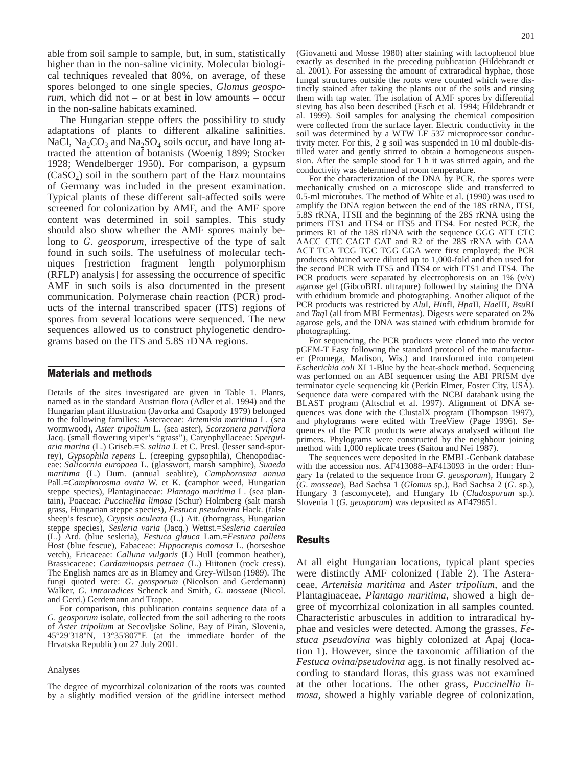able from soil sample to sample, but, in sum, statistically higher than in the non-saline vicinity. Molecular biological techniques revealed that 80%, on average, of these spores belonged to one single species, *Glomus geosporum*, which did not – or at best in low amounts – occur in the non-saline habitats examined.

The Hungarian steppe offers the possibility to study adaptations of plants to different alkaline salinities. NaCl, $Na_2CO_3$ and $Na_2SO_4$ soils occur, and have long attracted the attention of botanists (Woenig 1899; Stocker 1928; Wendelberger 1950). For comparison, a gypsum ($CaSO_4$) soil in the southern part of the Harz mountains of Germany was included in the present examination. Typical plants of these different salt-affected soils were screened for colonization by AMF, and the AMF spore content was determined in soil samples. This study should also show whether the AMF spores mainly belong to *G. geosporum*, irrespective of the type of salt found in such soils. The usefulness of molecular techniques [restriction fragment length polymorphism (RFLP) analysis] for assessing the occurrence of specific AMF in such soils is also documented in the present communication. Polymerase chain reaction (PCR) products of the internal transcribed spacer (ITS) regions of spores from several locations were sequenced. The new sequences allowed us to construct phylogenetic dendrograms based on the ITS and 5.8S rDNA regions.

## Materials and methods

Details of the sites investigated are given in Table 1. Plants, named as in the standard Austrian flora (Adler et al. 1994) and the Hungarian plant illustration (Javorka and Csapody 1979) belonged to the following families: Asteraceae: *Artemisia maritima* L. (sea wormwood), *Aster tripolium* L. (sea aster), *Scorzonera parviflora* Jacq. (small flowering viper's "grass"), Caryophyllaceae: *Spergularia marina* (L.) Griseb.=*S. salina* J. et C. Presl. (lesser sand-spurrey), *Gypsophila repens* L. (creeping gypsophila), Chenopodiaceae: *Salicornia europaea* L. (glasswort, marsh samphire), *Suaeda maritima* (L.) Dum. (annual seablite), *Camphorosma annua* Pall.=*Camphorosma ovata* W. et K. (camphor weed, Hungarian steppe species), Plantaginaceae: *Plantago maritima* L. (sea plantain), Poaceae: *Puccinellia limosa* (Schur) Holmberg (salt marsh grass, Hungarian steppe species), *Festuca pseudovina* Hack. (false sheep's fescue), *Crypsis aculeata* (L.) Ait. (thorngrass, Hungarian steppe species), *Sesleria varia* (Jacq.) Wettst.=*Sesleria caerulea* (L.) Ard. (blue sesleria), *Festuca glauca* Lam.=*Festuca pallens* Host (blue fescue), Fabaceae: *Hippocrepis comosa* L. (horseshoe vetch), Ericaceae: *Calluna vulgaris* (L) Hull (common heather), Brassicaceae: *Cardaminopsis petraea* (L.) Hiitonen (rock cress). The English names are as in Blamey and Grey-Wilson (1989). The fungi quoted were: *G. geosporum* (Nicolson and Gerdemann) Walker, *G. intraradices* Schenck and Smith, *G. mosseae* (Nicol. and Gerd.) Gerdemann and Trappe.

For comparison, this publication contains sequence data of a *G. geosporum* isolate, collected from the soil adhering to the roots of *Aster tripolium* at Secovljske Soline, Bay of Piran, Slovenia, 45°29'318"N, 13°35'807"E (at the immediate border of the Hrvatska Republic) on 27 July 2001.

### Analyses

The degree of mycorrhizal colonization of the roots was counted by a slightly modified version of the gridline intersect method (Giovanetti and Mosse 1980) after staining with lactophenol blue exactly as described in the preceding publication (Hildebrandt et al. 2001). For assessing the amount of extraradical hyphae, those fungal structures outside the roots were counted which were distinctly stained after taking the plants out of the soils and rinsing them with tap water. The isolation of AMF spores by differential sieving has also been described (Esch et al. 1994; Hildebrandt et al. 1999). Soil samples for analysing the chemical composition were collected from the surface layer. Electric conductivity in the soil was determined by a WTW LF 537 microprocessor conductivity meter. For this, 2 g soil was suspended in 10 ml double-distilled water and gently stirred to obtain a homogeneous suspension. After the sample stood for 1 h it was stirred again, and the conductivity was determined at room temperature.

For the characterization of the DNA by PCR, the spores were mechanically crushed on a microscope slide and transferred to 0.5-ml microtubes. The method of White et al. (1990) was used to amplify the DNA region between the end of the 18S rRNA, ITSI, 5.8S rRNA, ITSII and the beginning of the 28S rRNA using the primers ITS1 and ITS4 or ITS5 and ITS4. For nested PCR, the primers R1 of the 18S rDNA with the sequence GGG ATT CTC AACC CTC CAGT GAT and R2 of the 28S rRNA with GAA ACT TCA TCG TGC TGG GGA were first employed; the PCR products obtained were diluted up to 1,000-fold and then used for the second PCR with ITS5 and ITS4 or with ITS1 and ITS4. The PCR products were separated by electrophoresis on an 1% (v/v) agarose gel (GibcoBRL ultrapure) followed by staining the DNA with ethidium bromide and photographing. Another aliquot of the PCR products was restricted by *Alu*I, *Hin*fI, *Hpa*II, *Hae*III, *Bsu*RI and *Taq*I (all from MBI Fermentas). Digests were separated on 2% agarose gels, and the DNA was stained with ethidium bromide for photographing.

For sequencing, the PCR products were cloned into the vector pGEM-T Easy following the standard protocol of the manufacturer (Promega, Madison, Wis.) and transformed into competent *Escherichia coli* XL1-Blue by the heat-shock method. Sequencing was performed on an ABI sequencer using the ABI PRISM dye terminator cycle sequencing kit (Perkin Elmer, Foster City, USA). Sequence data were compared with the NCBI databank using the BLAST program (Altschul et al. 1997). Alignment of DNA sequences was done with the ClustalX program (Thompson 1997), and phylograms were edited with TreeView (Page 1996). Sequences of the PCR products were always analysed without the primers. Phylograms were constructed by the neighbour joining method with 1,000 replicate trees (Saitou and Nei 1987).

The sequences were deposited in the EMBL-Genbank database with the accession nos. AF413088–AF413093 in the order: Hungary 1a (related to the sequence from *G. geosporum*), Hungary 2 (*G. mosseae*), Bad Sachsa 1 (*Glomus* sp.), Bad Sachsa 2 (*G.* sp.), Hungary 3 (ascomycete), and Hungary 1b (*Cladosporum* sp.). Slovenia 1 (*G. geosporum*) was deposited as AF479651.

## Results

At all eight Hungarian locations, typical plant species were distinctly AMF colonized (Table 2). The Asteraceae, *Artemisia maritima* and *Aster tripolium*, and the Plantaginaceae, *Plantago maritima*, showed a high degree of mycorrhizal colonization in all samples counted. Characteristic arbuscules in addition to intraradical hyphae and vesicles were detected. Among the grasses, *Festuca pseudovina* was highly colonized at Apaj (location 1). However, since the taxonomic affiliation of the *Festuca ovina*/*pseudovina* agg. is not finally resolved according to standard floras, this grass was not examined at the other locations. The other grass, *Puccinellia limosa*, showed a highly variable degree of colonization,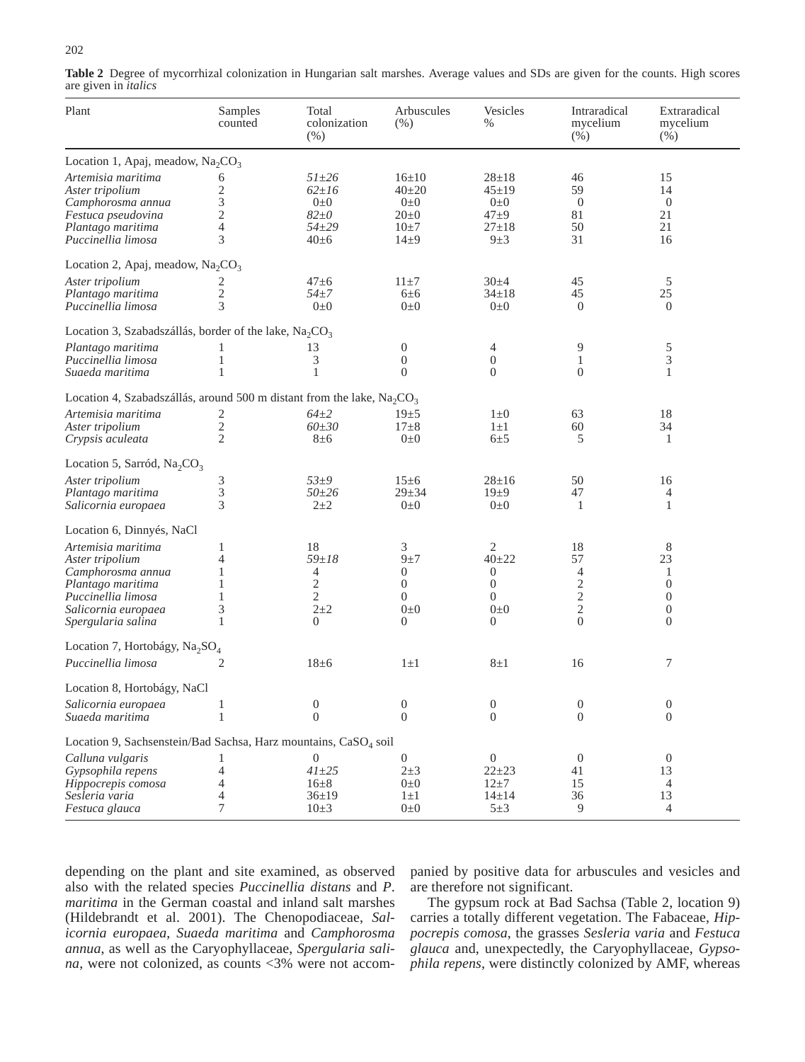**Table 2** Degree of mycorrhizal colonization in Hungarian salt marshes. Average values and SDs are given for the counts. High scores are given in *italics*

| Plant | Samples counted | Total colonization (%) | Arbuscules (%) | Vesicles % | Intraradical mycelium (%) | Extraradical mycelium (%) |
|---|---|---|---|---|---|---|
| Location 1, Apaj, meadow, $Na_2CO_3$ | | | | | | |
| *Artemisia maritima* | 6 | *51±26* | 16±10 | 28±18 | 46 | 15 |
| *Aster tripolium* | 2 | *62±16* | 40±20 | 45±19 | 59 | 14 |
| *Camphorosma annua* | 3 | 0±0 | 0±0 | 0±0 | 0 | 0 |
| *Festuca pseudovina* | 2 | *82±0* | 20±0 | 47±9 | 81 | 21 |
| *Plantago maritima* | 4 | *54±29* | 10±7 | 27±18 | 50 | 21 |
| *Puccinellia limosa* | 3 | 40±6 | 14±9 | 9±3 | 31 | 16 |
| Location 2, Apaj, meadow, $Na_2CO_3$ | | | | | | |
| *Aster tripolium* | 2 | 47±6 | 11±7 | 30±4 | 45 | 5 |
| *Plantago maritima* | 2 | *54±7* | 6±6 | 34±18 | 45 | 25 |
| *Puccinellia limosa* | 3 | 0±0 | 0±0 | 0±0 | 0 | 0 |
| Location 3, Szabadszállás, border of the lake, $Na_2CO_3$ | | | | | | |
| *Plantago maritima* | 1 | 13 | 0 | 4 | 9 | 5 |
| *Puccinellia limosa* | 1 | 3 | 0 | 0 | 1 | 3 |
| *Suaeda maritima* | 1 | 1 | 0 | 0 | 0 | 1 |
| Location 4, Szabadszállás, around 500 m distant from the lake, $Na_2CO_3$ | | | | | | |
| *Artemisia maritima* | 2 | *64±2* | 19±5 | 1±0 | 63 | 18 |
| *Aster tripolium* | 2 | *60±30* | 17±8 | 1±1 | 60 | 34 |
| *Crypsis aculeata* | 2 | 8±6 | 0±0 | 6±5 | 5 | 1 |
| Location 5, Sarród, $Na_2CO_3$ | | | | | | |
| *Aster tripolium* | 3 | *53±9* | 15±6 | 28±16 | 50 | 16 |
| *Plantago maritima* | 3 | *50±26* | 29±34 | 19±9 | 47 | 4 |
| *Salicornia europaea* | 3 | 2±2 | 0±0 | 0±0 | 1 | 1 |
| Location 6, Dinnyés, NaCl | | | | | | |
| *Artemisia maritima* | 1 | 18 | 3 | 2 | 18 | 8 |
| *Aster tripolium* | 4 | *59±18* | 9±7 | 40±22 | 57 | 23 |
| *Camphorosma annua* | 1 | 4 | 0 | 0 | 4 | 1 |
| *Plantago maritima* | 1 | 2 | 0 | 0 | 2 | 0 |
| *Puccinellia limosa* | 1 | 2 | 0 | 0 | 2 | 0 |
| *Salicornia europaea* | 3 | 2±2 | 0±0 | 0±0 | 2 | 0 |
| *Spergularia salina* | 1 | 0 | 0 | 0 | 0 | 0 |
| Location 7, Hortobágy, $Na_2SO_4$ | | | | | | |
| *Puccinellia limosa* | 2 | 18±6 | 1±1 | 8±1 | 16 | 7 |
| Location 8, Hortobágy, NaCl | | | | | | |
| *Salicornia europaea* | 1 | 0 | 0 | 0 | 0 | 0 |
| *Suaeda maritima* | 1 | 0 | 0 | 0 | 0 | 0 |
| Location 9, Sachsenstein/Bad Sachsa, Harz mountains, $CaSO_4$ soil | | | | | | |
| *Calluna vulgaris* | 1 | 0 | 0 | 0 | 0 | 0 |
| *Gypsophila repens* | 4 | *41±25* | 2±3 | 22±23 | 41 | 13 |
| *Hippocrepis comosa* | 4 | 16±8 | 0±0 | 12±7 | 15 | 4 |
| *Sesleria varia* | 4 | 36±19 | 1±1 | 14±14 | 36 | 13 |
| *Festuca glauca* | 7 | 10±3 | 0±0 | 5±3 | 9 | 4 |

depending on the plant and site examined, as observed also with the related species *Puccinellia distans* and *P. maritima* in the German coastal and inland salt marshes (Hildebrandt et al. 2001). The Chenopodiaceae, *Salicornia europaea*, *Suaeda maritima* and *Camphorosma annua*, as well as the Caryophyllaceae, *Spergularia salina*, were not colonized, as counts <3% were not accompanied by positive data for arbuscules and vesicles and are therefore not significant.

The gypsum rock at Bad Sachsa (Table 2, location 9) carries a totally different vegetation. The Fabaceae, *Hippocrepis comosa*, the grasses *Sesleria varia* and *Festuca glauca* and, unexpectedly, the Caryophyllaceae, *Gypsophila repens*, were distinctly colonized by AMF, whereas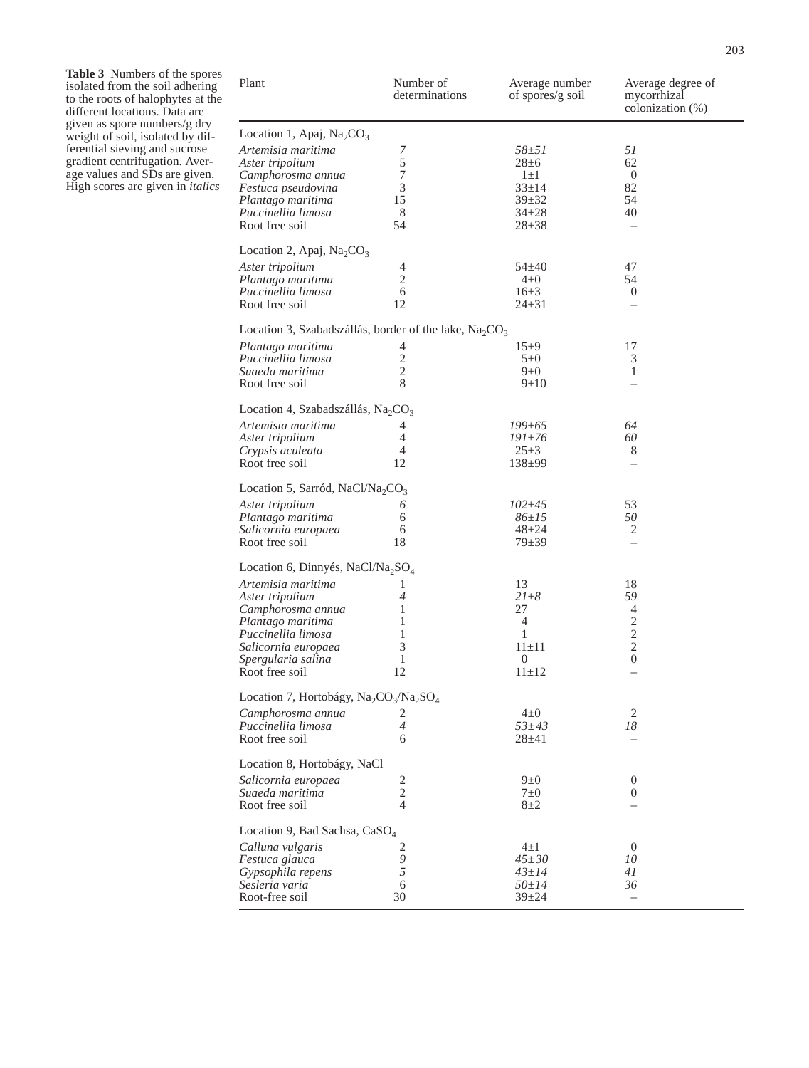**Table 3** Numbers of the spores isolated from the soil adhering to the roots of halophytes at the different locations. Data are given as spore numbers/g dry weight of soil, isolated by differential sieving and sucrose gradient centrifugation. Average values and SDs are given. High scores are given in *italics*

| Plant | Number of determinations | Average number of spores/g soil | Average degree of mycorrhizal colonization (%) |
|---|---|---|---|
| Location 1, Apaj, $Na_2CO_3$ | | | |
| *Artemisia maritima* | *7* | *58±51* | *51* |
| *Aster tripolium* | 5 | 28±6 | 62 |
| *Camphorosma annua* | 7 | 1±1 | 0 |
| *Festuca pseudovina* | 3 | 33±14 | 82 |
| *Plantago maritima* | 15 | 39±32 | 54 |
| *Puccinellia limosa* | 8 | 34±28 | 40 |
| Root free soil | 54 | 28±38 | – |
| Location 2, Apaj, $Na_2CO_3$ | | | |
| *Aster tripolium* | 4 | 54±40 | 47 |
| *Plantago maritima* | 2 | 4±0 | 54 |
| *Puccinellia limosa* | 6 | 16±3 | 0 |
| Root free soil | 12 | 24±31 | – |
| Location 3, Szabadszállás, border of the lake, $Na_2CO_3$ | | | |
| *Plantago maritima* | 4 | 15±9 | 17 |
| *Puccinellia limosa* | 2 | 5±0 | 3 |
| *Suaeda maritima* | 2 | 9±0 | 1 |
| Root free soil | 8 | 9±10 | – |
| Location 4, Szabadszállás, $Na_2CO_3$ | | | |
| *Artemisia maritima* | 4 | *199±65* | *64* |
| *Aster tripolium* | 4 | *191±76* | *60* |
| *Crypsis aculeata* | 4 | 25±3 | 8 |
| Root free soil | 12 | 138±99 | – |
| Location 5, Sarród, $NaCl/Na_2CO_3$ | | | |
| *Aster tripolium* | *6* | *102±45* | 53 |
| *Plantago maritima* | 6 | *86±15* | *50* |
| *Salicornia europaea* | 6 | 48±24 | 2 |
| Root free soil | 18 | 79±39 | – |
| Location 6, Dinnyés, $NaCl/Na_2SO_4$ | | | |
| *Artemisia maritima* | 1 | 13 | 18 |
| *Aster tripolium* | *4* | *21±8* | *59* |
| *Camphorosma annua* | 1 | 27 | 4 |
| *Plantago maritima* | 1 | 4 | 2 |
| *Puccinellia limosa* | 1 | 1 | 2 |
| *Salicornia europaea* | 3 | 11±11 | 2 |
| *Spergularia salina* | 1 | 0 | 0 |
| Root free soil | 12 | 11±12 | – |
| Location 7, Hortobágy, $Na_2CO_3/Na_2SO_4$ | | | |
| *Camphorosma annua* | 2 | 4±0 | 2 |
| *Puccinellia limosa* | *4* | *53±43* | *18* |
| Root free soil | 6 | 28±41 | – |
| Location 8, Hortobágy, NaCl | | | |
| *Salicornia europaea* | 2 | 9±0 | 0 |
| *Suaeda maritima* | 2 | 7±0 | 0 |
| Root free soil | 4 | 8±2 | – |
| Location 9, Bad Sachsa, $CaSO_4$ | | | |
| *Calluna vulgaris* | 2 | 4±1 | 0 |
| *Festuca glauca* | *9* | *45±30* | *10* |
| *Gypsophila repens* | *5* | *43±14* | *41* |
| *Sesleria varia* | 6 | *50±14* | *36* |
| Root-free soil | 30 | 39±24 | – |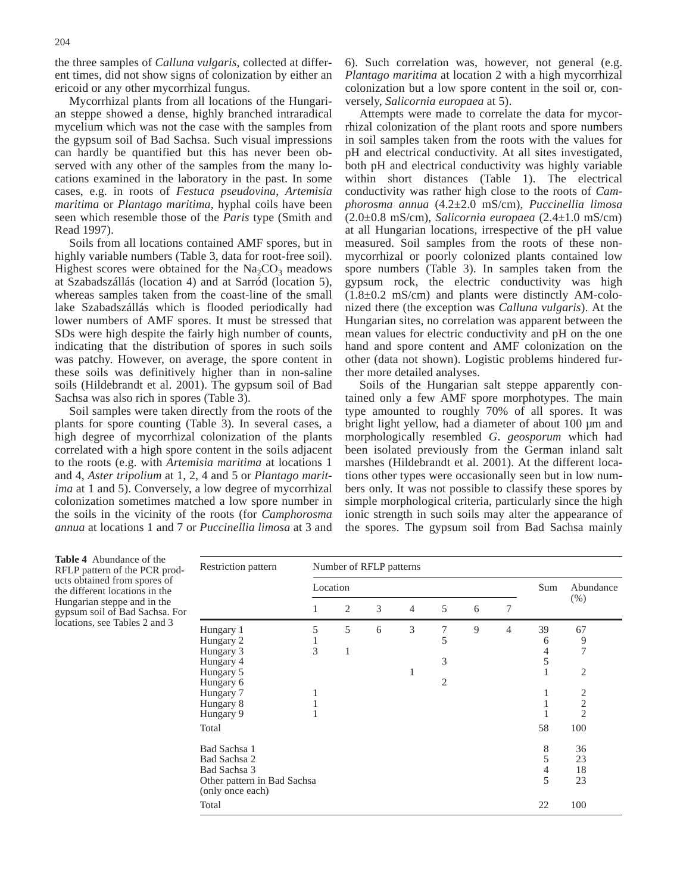the three samples of *Calluna vulgaris*, collected at different times, did not show signs of colonization by either an ericoid or any other mycorrhizal fungus.

Mycorrhizal plants from all locations of the Hungarian steppe showed a dense, highly branched intraradical mycelium which was not the case with the samples from the gypsum soil of Bad Sachsa. Such visual impressions can hardly be quantified but this has never been observed with any other of the samples from the many locations examined in the laboratory in the past. In some cases, e.g. in roots of *Festuca pseudovina*, *Artemisia maritima* or *Plantago maritima*, hyphal coils have been seen which resemble those of the *Paris* type (Smith and Read 1997).

Soils from all locations contained AMF spores, but in highly variable numbers (Table 3, data for root-free soil). Highest scores were obtained for the $Na_2CO_3$ meadows at Szabadszállás (location 4) and at Sarród (location 5), whereas samples taken from the coast-line of the small lake Szabadszállás which is flooded periodically had lower numbers of AMF spores. It must be stressed that SDs were high despite the fairly high number of counts, indicating that the distribution of spores in such soils was patchy. However, on average, the spore content in these soils was definitively higher than in non-saline soils (Hildebrandt et al. 2001). The gypsum soil of Bad Sachsa was also rich in spores (Table 3).

Soil samples were taken directly from the roots of the plants for spore counting (Table 3). In several cases, a high degree of mycorrhizal colonization of the plants correlated with a high spore content in the soils adjacent to the roots (e.g. with *Artemisia maritima* at locations 1 and 4, *Aster tripolium* at 1, 2, 4 and 5 or *Plantago maritima* at 1 and 5). Conversely, a low degree of mycorrhizal colonization sometimes matched a low spore number in the soils in the vicinity of the roots (for *Camphorosma annua* at locations 1 and 7 or *Puccinellia limosa* at 3 and 6). Such correlation was, however, not general (e.g. *Plantago maritima* at location 2 with a high mycorrhizal colonization but a low spore content in the soil or, conversely, *Salicornia europaea* at 5).

Attempts were made to correlate the data for mycorrhizal colonization of the plant roots and spore numbers in soil samples taken from the roots with the values for pH and electrical conductivity. At all sites investigated, both pH and electrical conductivity was highly variable within short distances (Table 1). The electrical conductivity was rather high close to the roots of *Camphorosma annua* (4.2±2.0 mS/cm), *Puccinellia limosa* (2.0±0.8 mS/cm), *Salicornia europaea* (2.4±1.0 mS/cm) at all Hungarian locations, irrespective of the pH value measured. Soil samples from the roots of these non-mycorrhizal or poorly colonized plants contained low spore numbers (Table 3). In samples taken from the gypsum rock, the electric conductivity was high (1.8±0.2 mS/cm) and plants were distinctly AM-colonized there (the exception was *Calluna vulgaris*). At the Hungarian sites, no correlation was apparent between the mean values for electric conductivity and pH on the one hand and spore content and AMF colonization on the other (data not shown). Logistic problems hindered further more detailed analyses.

Soils of the Hungarian salt steppe apparently contained only a few AMF spore morphotypes. The main type amounted to roughly 70% of all spores. It was bright light yellow, had a diameter of about 100 µm and morphologically resembled *G. geosporum* which had been isolated previously from the German inland salt marshes (Hildebrandt et al. 2001). At the different locations other types were occasionally seen but in low numbers only. It was not possible to classify these spores by simple morphological criteria, particularly since the high ionic strength in such soils may alter the appearance of the spores. The gypsum soil from Bad Sachsa mainly

**Table 4** Abundance of the RFLP pattern of the PCR products obtained from spores of the different locations in the Hungarian steppe and in the gypsum soil of Bad Sachsa. For locations, see Tables 2 and 3

| Restriction pattern | Number of RFLP patterns | | | | | | | | |
|---|---|---|---|---|---|---|---|---|---|
| | Location | | | | | | | Sum | Abundance (%) |
| | 1 | 2 | 3 | 4 | 5 | 6 | 7 | | |
| Hungary 1 | 5 | 5 | 6 | 3 | 7 | 9 | 4 | 39 | 67 |
| Hungary 2 | 1 | | | | 5 | | | 6 | 9 |
| Hungary 3 | 3 | 1 | | | | | | 4 | 7 |
| Hungary 4 | | | | | 3 | | | 5 | |
| Hungary 5 | | | | 1 | | | | 1 | 2 |
| Hungary 6 | | | | | 2 | | | | |
| Hungary 7 | 1 | | | | | | | 1 | 2 |
| Hungary 8 | 1 | | | | | | | 1 | 2 |
| Hungary 9 | 1 | | | | | | | 1 | 2 |
| Total | | | | | | | | 58 | 100 |
| Bad Sachsa 1 | | | | | | | | 8 | 36 |
| Bad Sachsa 2 | | | | | | | | 5 | 23 |
| Bad Sachsa 3 | | | | | | | | 4 | 18 |
| Other pattern in Bad Sachsa (only once each) | | | | | | | | 5 | 23 |
| Total | | | | | | | | 22 | 100 |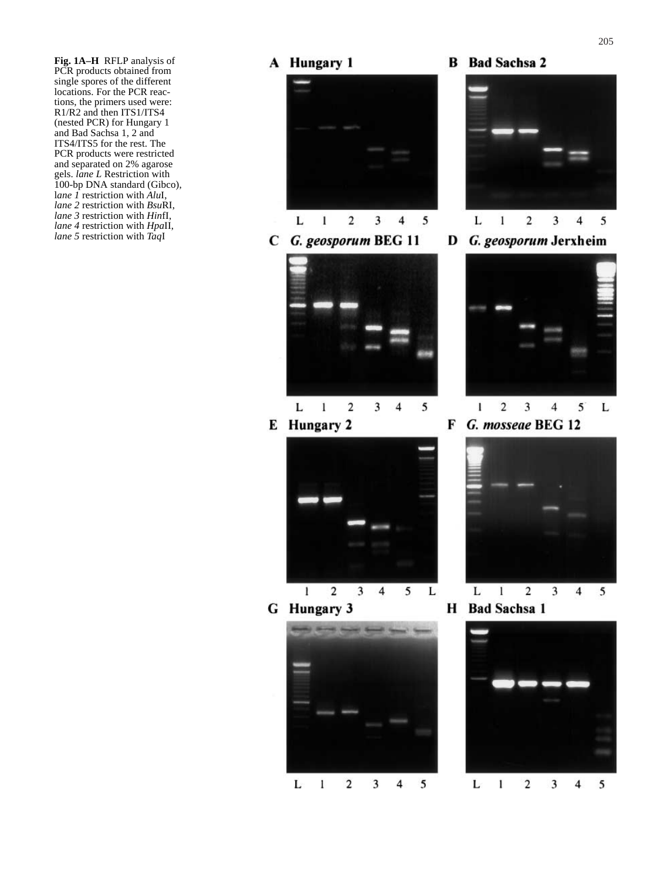**Fig. 1A–H** RFLP analysis of PCR products obtained from single spores of the different locations. For the PCR reactions, the primers used were: R1/R2 and then ITS1/ITS4 (nested PCR) for Hungary 1 and Bad Sachsa 1, 2 and ITS4/ITS5 for the rest. The PCR products were restricted and separated on 2% agarose gels. *lane L* Restriction with 100-bp DNA standard (Gibco), *lane 1* restriction with *Alu*I, *lane 2* restriction with *Bsu*RI, *lane 3* restriction with *Hin*fI, *lane 4* restriction with *Hpa*II, *lane 5* restriction with *Taq*I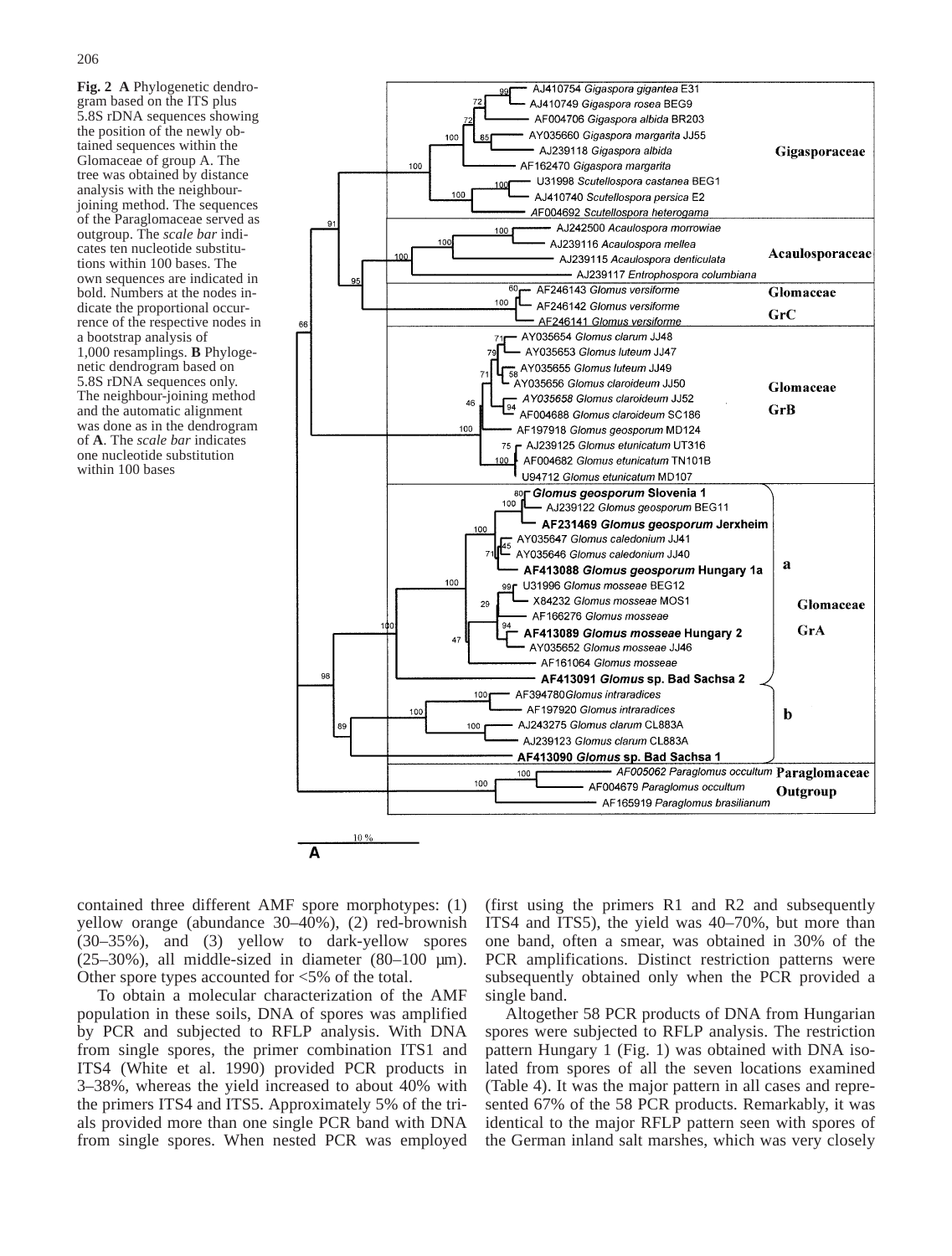**Fig. 2** **A** Phylogenetic dendrogram based on the ITS plus 5.8S rDNA sequences showing the position of the newly obtained sequences within the Glomaceae of group A. The tree was obtained by distance analysis with the neighbour-joining method. The sequences of the Paraglomaceae served as outgroup. The *scale bar* indicates ten nucleotide substitutions within 100 bases. The own sequences are indicated in bold. Numbers at the nodes indicate the proportional occurrence of the respective nodes in a bootstrap analysis of 1,000 resamplings. **B** Phylogenetic dendrogram based on 5.8S rDNA sequences only. The neighbour-joining method and the automatic alignment was done as in the dendrogram of **A**. The *scale bar* indicates one nucleotide substitution within 100 bases

contained three different AMF spore morphotypes: (1) yellow orange (abundance 30–40%), (2) red-brownish (30–35%), and (3) yellow to dark-yellow spores (25–30%), all middle-sized in diameter (80–100 µm). Other spore types accounted for <5% of the total.

To obtain a molecular characterization of the AMF population in these soils, DNA of spores was amplified by PCR and subjected to RFLP analysis. With DNA from single spores, the primer combination ITS1 and ITS4 (White et al. 1990) provided PCR products in 3–38%, whereas the yield increased to about 40% with the primers ITS4 and ITS5. Approximately 5% of the trials provided more than one single PCR band with DNA from single spores. When nested PCR was employed (first using the primers R1 and R2 and subsequently ITS4 and ITS5), the yield was 40–70%, but more than one band, often a smear, was obtained in 30% of the PCR amplifications. Distinct restriction patterns were subsequently obtained only when the PCR provided a single band.

Altogether 58 PCR products of DNA from Hungarian spores were subjected to RFLP analysis. The restriction pattern Hungary 1 (Fig. 1) was obtained with DNA isolated from spores of all the seven locations examined (Table 4). It was the major pattern in all cases and represented 67% of the 58 PCR products. Remarkably, it was identical to the major RFLP pattern seen with spores of the German inland salt marshes, which was very closely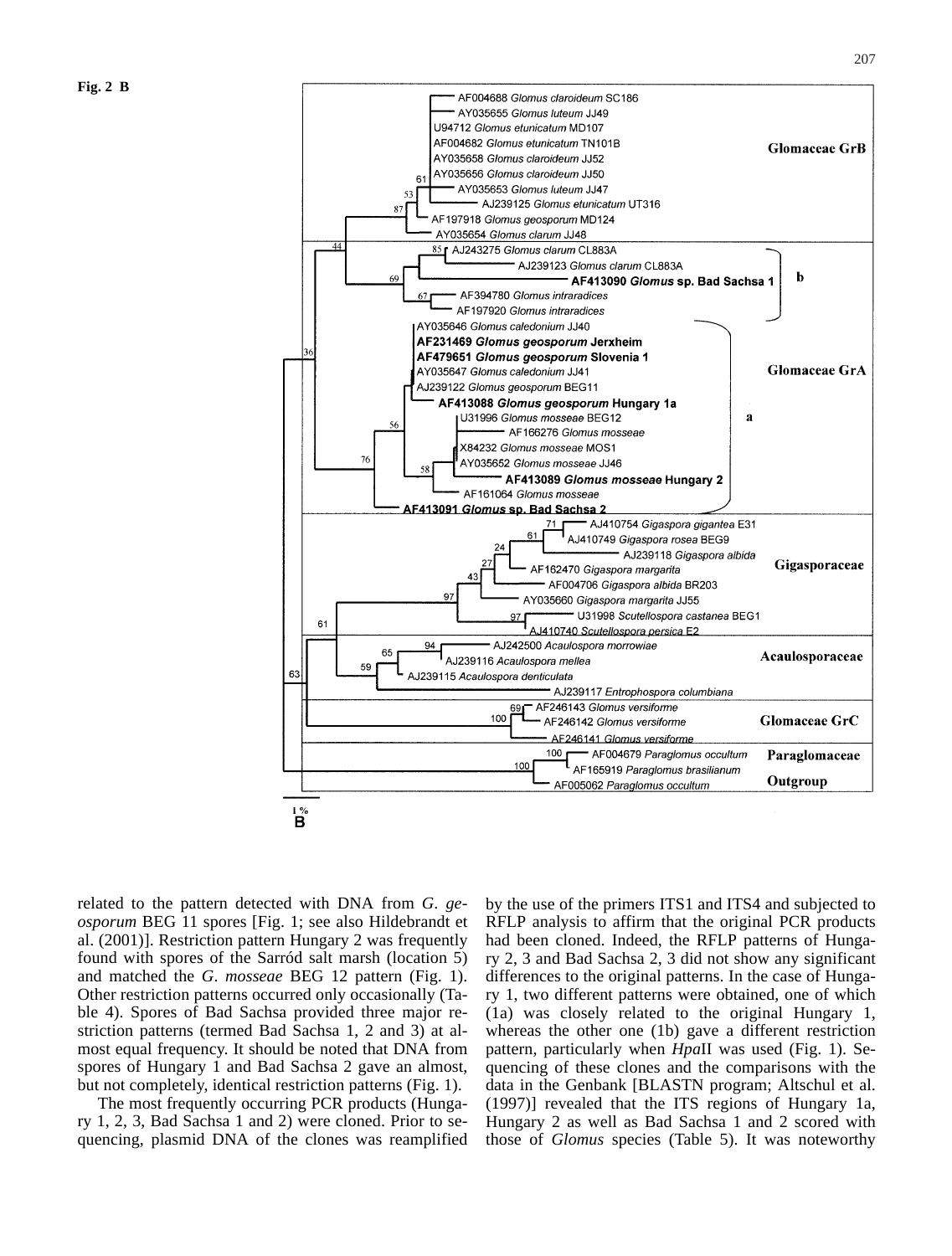Fig. 2 B

related to the pattern detected with DNA from *G. geosporum* BEG 11 spores [Fig. 1; see also Hildebrandt et al. (2001)]. Restriction pattern Hungary 2 was frequently found with spores of the Sarród salt marsh (location 5) and matched the *G. mosseae* BEG 12 pattern (Fig. 1). Other restriction patterns occurred only occasionally (Table 4). Spores of Bad Sachsa provided three major restriction patterns (termed Bad Sachsa 1, 2 and 3) at almost equal frequency. It should be noted that DNA from spores of Hungary 1 and Bad Sachsa 2 gave an almost, but not completely, identical restriction patterns (Fig. 1).

The most frequently occurring PCR products (Hungary 1, 2, 3, Bad Sachsa 1 and 2) were cloned. Prior to sequencing, plasmid DNA of the clones was reamplified by the use of the primers ITS1 and ITS4 and subjected to RFLP analysis to affirm that the original PCR products had been cloned. Indeed, the RFLP patterns of Hungary 2, 3 and Bad Sachsa 2, 3 did not show any significant differences to the original patterns. In the case of Hungary 1, two different patterns were obtained, one of which (1a) was closely related to the original Hungary 1, whereas the other one (1b) gave a different restriction pattern, particularly when *Hpa*II was used (Fig. 1). Sequencing of these clones and the comparisons with the data in the Genbank [BLASTN program; Altschul et al. (1997)] revealed that the ITS regions of Hungary 1a, Hungary 2 as well as Bad Sachsa 1 and 2 scored with those of *Glomus* species (Table 5). It was noteworthy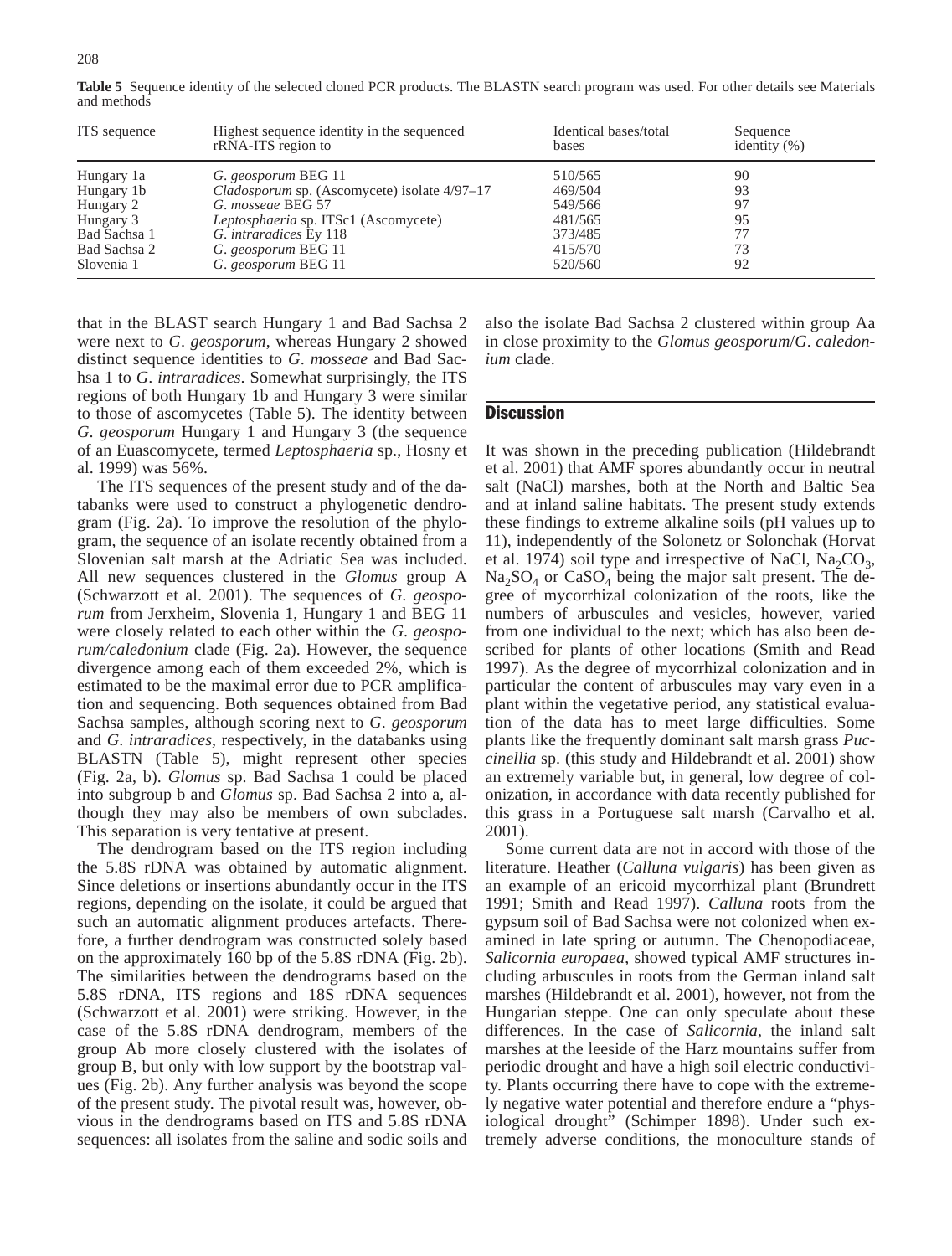**Table 5** Sequence identity of the selected cloned PCR products. The BLASTN search program was used. For other details see Materials and methods

| ITS sequence | Highest sequence identity in the sequenced rRNA-ITS region to | Identical bases/total bases | Sequence identity (%) |
|---|---|---|---|
| Hungary 1a | *G. geosporum* BEG 11 | 510/565 | 90 |
| Hungary 1b | *Cladosporum* sp. (Ascomycete) isolate 4/97–17 | 469/504 | 93 |
| Hungary 2 | *G. mosseae* BEG 57 | 549/566 | 97 |
| Hungary 3 | *Leptosphaeria* sp. ITSc1 (Ascomycete) | 481/565 | 95 |
| Bad Sachsa 1 | *G. intraradices* Ey 118 | 373/485 | 77 |
| Bad Sachsa 2 | *G. geosporum* BEG 11 | 415/570 | 73 |
| Slovenia 1 | *G. geosporum* BEG 11 | 520/560 | 92 |

that in the BLAST search Hungary 1 and Bad Sachsa 2 were next to *G. geosporum*, whereas Hungary 2 showed distinct sequence identities to *G. mosseae* and Bad Sachsa 1 to *G. intraradices*. Somewhat surprisingly, the ITS regions of both Hungary 1b and Hungary 3 were similar to those of ascomycetes (Table 5). The identity between *G. geosporum* Hungary 1 and Hungary 3 (the sequence of an Euascomycete, termed *Leptosphaeria* sp., Hosny et al. 1999) was 56%.

The ITS sequences of the present study and of the databanks were used to construct a phylogenetic dendrogram (Fig. 2a). To improve the resolution of the phylogram, the sequence of an isolate recently obtained from a Slovenian salt marsh at the Adriatic Sea was included. All new sequences clustered in the *Glomus* group A (Schwarzott et al. 2001). The sequences of *G. geosporum* from Jerxheim, Slovenia 1, Hungary 1 and BEG 11 were closely related to each other within the *G. geosporum/caledonium* clade (Fig. 2a). However, the sequence divergence among each of them exceeded 2%, which is estimated to be the maximal error due to PCR amplification and sequencing. Both sequences obtained from Bad Sachsa samples, although scoring next to *G. geosporum* and *G. intraradices*, respectively, in the databanks using BLASTN (Table 5), might represent other species (Fig. 2a, b). *Glomus* sp. Bad Sachsa 1 could be placed into subgroup b and *Glomus* sp. Bad Sachsa 2 into a, although they may also be members of own subclades. This separation is very tentative at present.

The dendrogram based on the ITS region including the 5.8S rDNA was obtained by automatic alignment. Since deletions or insertions abundantly occur in the ITS regions, depending on the isolate, it could be argued that such an automatic alignment produces artefacts. Therefore, a further dendrogram was constructed solely based on the approximately 160 bp of the 5.8S rDNA (Fig. 2b). The similarities between the dendrograms based on the 5.8S rDNA, ITS regions and 18S rDNA sequences (Schwarzott et al. 2001) were striking. However, in the case of the 5.8S rDNA dendrogram, members of the group Ab more closely clustered with the isolates of group B, but only with low support by the bootstrap values (Fig. 2b). Any further analysis was beyond the scope of the present study. The pivotal result was, however, obvious in the dendrograms based on ITS and 5.8S rDNA sequences: all isolates from the saline and sodic soils and also the isolate Bad Sachsa 2 clustered within group Aa in close proximity to the *Glomus geosporum*/*G. caledonium* clade.

## Discussion

It was shown in the preceding publication (Hildebrandt et al. 2001) that AMF spores abundantly occur in neutral salt (NaCl) marshes, both at the North and Baltic Sea and at inland saline habitats. The present study extends these findings to extreme alkaline soils (pH values up to 11), independently of the Solonetz or Solonchak (Horvat et al. 1974) soil type and irrespective of NaCl, $Na_2CO_3$, $Na_2SO_4$ or $CaSO_4$ being the major salt present. The degree of mycorrhizal colonization of the roots, like the numbers of arbuscules and vesicles, however, varied from one individual to the next; which has also been described for plants of other locations (Smith and Read 1997). As the degree of mycorrhizal colonization and in particular the content of arbuscules may vary even in a plant within the vegetative period, any statistical evaluation of the data has to meet large difficulties. Some plants like the frequently dominant salt marsh grass *Puccinellia* sp. (this study and Hildebrandt et al. 2001) show an extremely variable but, in general, low degree of colonization, in accordance with data recently published for this grass in a Portuguese salt marsh (Carvalho et al. 2001).

Some current data are not in accord with those of the literature. Heather (*Calluna vulgaris*) has been given as an example of an ericoid mycorrhizal plant (Brundrett 1991; Smith and Read 1997). *Calluna* roots from the gypsum soil of Bad Sachsa were not colonized when examined in late spring or autumn. The Chenopodiaceae, *Salicornia europaea*, showed typical AMF structures including arbuscules in roots from the German inland salt marshes (Hildebrandt et al. 2001), however, not from the Hungarian steppe. One can only speculate about these differences. In the case of *Salicornia*, the inland salt marshes at the leeside of the Harz mountains suffer from periodic drought and have a high soil electric conductivity. Plants occurring there have to cope with the extremely negative water potential and therefore endure a "physiological drought" (Schimper 1898). Under such extremely adverse conditions, the monoculture stands of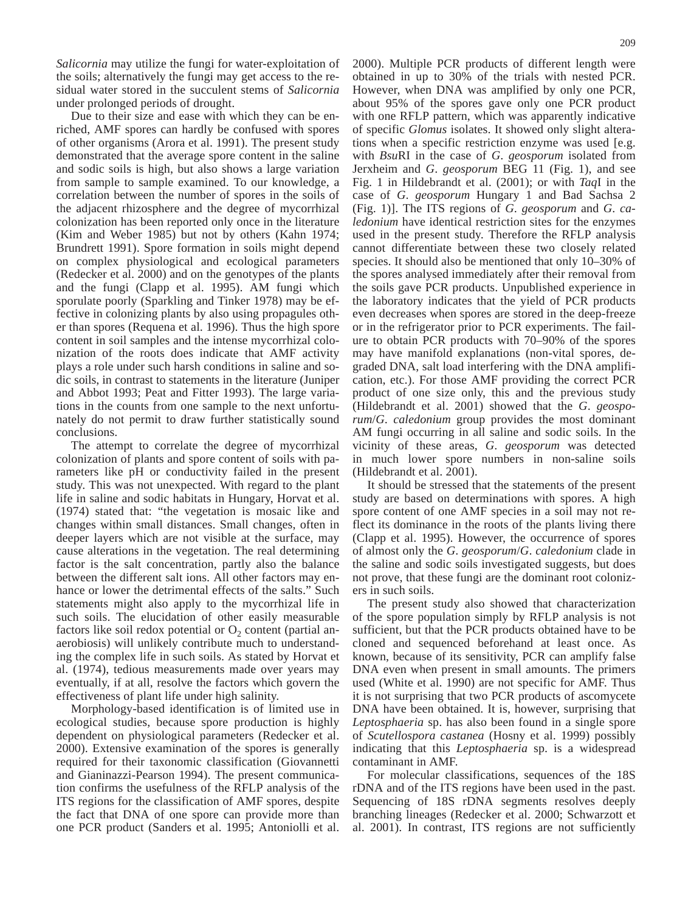*Salicornia* may utilize the fungi for water-exploitation of the soils; alternatively the fungi may get access to the residual water stored in the succulent stems of *Salicornia* under prolonged periods of drought.

Due to their size and ease with which they can be enriched, AMF spores can hardly be confused with spores of other organisms (Arora et al. 1991). The present study demonstrated that the average spore content in the saline and sodic soils is high, but also shows a large variation from sample to sample examined. To our knowledge, a correlation between the number of spores in the soils of the adjacent rhizosphere and the degree of mycorrhizal colonization has been reported only once in the literature (Kim and Weber 1985) but not by others (Kahn 1974; Brundrett 1991). Spore formation in soils might depend on complex physiological and ecological parameters (Redecker et al. 2000) and on the genotypes of the plants and the fungi (Clapp et al. 1995). AM fungi which sporulate poorly (Sparkling and Tinker 1978) may be effective in colonizing plants by also using propagules other than spores (Requena et al. 1996). Thus the high spore content in soil samples and the intense mycorrhizal colonization of the roots does indicate that AMF activity plays a role under such harsh conditions in saline and sodic soils, in contrast to statements in the literature (Juniper and Abbot 1993; Peat and Fitter 1993). The large variations in the counts from one sample to the next unfortunately do not permit to draw further statistically sound conclusions.

The attempt to correlate the degree of mycorrhizal colonization of plants and spore content of soils with parameters like pH or conductivity failed in the present study. This was not unexpected. With regard to the plant life in saline and sodic habitats in Hungary, Horvat et al. (1974) stated that: "the vegetation is mosaic like and changes within small distances. Small changes, often in deeper layers which are not visible at the surface, may cause alterations in the vegetation. The real determining factor is the salt concentration, partly also the balance between the different salt ions. All other factors may enhance or lower the detrimental effects of the salts." Such statements might also apply to the mycorrhizal life in such soils. The elucidation of other easily measurable factors like soil redox potential or $O_2$ content (partial anaerobiosis) will unlikely contribute much to understanding the complex life in such soils. As stated by Horvat et al. (1974), tedious measurements made over years may eventually, if at all, resolve the factors which govern the effectiveness of plant life under high salinity.

Morphology-based identification is of limited use in ecological studies, because spore production is highly dependent on physiological parameters (Redecker et al. 2000). Extensive examination of the spores is generally required for their taxonomic classification (Giovannetti and Gianinazzi-Pearson 1994). The present communication confirms the usefulness of the RFLP analysis of the ITS regions for the classification of AMF spores, despite the fact that DNA of one spore can provide more than one PCR product (Sanders et al. 1995; Antoniolli et al. 2000). Multiple PCR products of different length were obtained in up to 30% of the trials with nested PCR. However, when DNA was amplified by only one PCR, about 95% of the spores gave only one PCR product with one RFLP pattern, which was apparently indicative of specific *Glomus* isolates. It showed only slight alterations when a specific restriction enzyme was used [e.g. with *Bsu*RI in the case of *G. geosporum* isolated from Jerxheim and *G. geosporum* BEG 11 (Fig. 1), and see Fig. 1 in Hildebrandt et al. (2001); or with *Taq*I in the case of *G. geosporum* Hungary 1 and Bad Sachsa 2 (Fig. 1)]. The ITS regions of *G. geosporum* and *G. caledonium* have identical restriction sites for the enzymes used in the present study. Therefore the RFLP analysis cannot differentiate between these two closely related species. It should also be mentioned that only 10–30% of the spores analysed immediately after their removal from the soils gave PCR products. Unpublished experience in the laboratory indicates that the yield of PCR products even decreases when spores are stored in the deep-freeze or in the refrigerator prior to PCR experiments. The failure to obtain PCR products with 70–90% of the spores may have manifold explanations (non-vital spores, degraded DNA, salt load interfering with the DNA amplification, etc.). For those AMF providing the correct PCR product of one size only, this and the previous study (Hildebrandt et al. 2001) showed that the *G. geosporum*/*G. caledonium* group provides the most dominant AM fungi occurring in all saline and sodic soils. In the vicinity of these areas, *G. geosporum* was detected in much lower spore numbers in non-saline soils (Hildebrandt et al. 2001).

It should be stressed that the statements of the present study are based on determinations with spores. A high spore content of one AMF species in a soil may not reflect its dominance in the roots of the plants living there (Clapp et al. 1995). However, the occurrence of spores of almost only the *G. geosporum*/*G. caledonium* clade in the saline and sodic soils investigated suggests, but does not prove, that these fungi are the dominant root colonizers in such soils.

The present study also showed that characterization of the spore population simply by RFLP analysis is not sufficient, but that the PCR products obtained have to be cloned and sequenced beforehand at least once. As known, because of its sensitivity, PCR can amplify false DNA even when present in small amounts. The primers used (White et al. 1990) are not specific for AMF. Thus it is not surprising that two PCR products of ascomycete DNA have been obtained. It is, however, surprising that *Leptosphaeria* sp. has also been found in a single spore of *Scutellospora castanea* (Hosny et al. 1999) possibly indicating that this *Leptosphaeria* sp. is a widespread contaminant in AMF.

For molecular classifications, sequences of the 18S rDNA and of the ITS regions have been used in the past. Sequencing of 18S rDNA segments resolves deeply branching lineages (Redecker et al. 2000; Schwarzott et al. 2001). In contrast, ITS regions are not sufficiently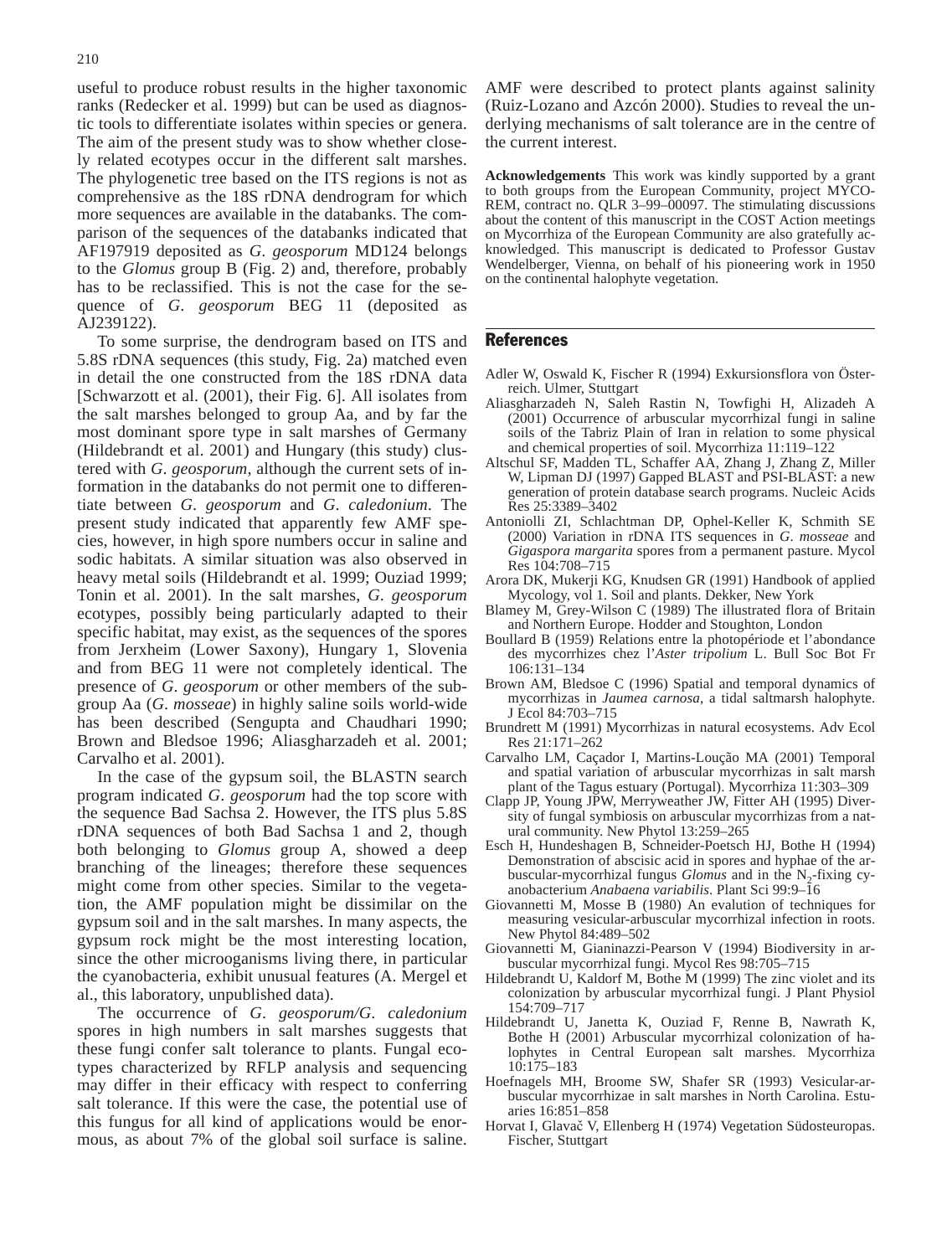useful to produce robust results in the higher taxonomic ranks (Redecker et al. 1999) but can be used as diagnostic tools to differentiate isolates within species or genera. The aim of the present study was to show whether closely related ecotypes occur in the different salt marshes. The phylogenetic tree based on the ITS regions is not as comprehensive as the 18S rDNA dendrogram for which more sequences are available in the databanks. The comparison of the sequences of the databanks indicated that AF197919 deposited as *G. geosporum* MD124 belongs to the *Glomus* group B (Fig. 2) and, therefore, probably has to be reclassified. This is not the case for the sequence of *G. geosporum* BEG 11 (deposited as AJ239122).

To some surprise, the dendrogram based on ITS and 5.8S rDNA sequences (this study, Fig. 2a) matched even in detail the one constructed from the 18S rDNA data [Schwarzott et al. (2001), their Fig. 6]. All isolates from the salt marshes belonged to group Aa, and by far the most dominant spore type in salt marshes of Germany (Hildebrandt et al. 2001) and Hungary (this study) clustered with *G. geosporum*, although the current sets of information in the databanks do not permit one to differentiate between *G. geosporum* and *G. caledonium*. The present study indicated that apparently few AMF species, however, in high spore numbers occur in saline and sodic habitats. A similar situation was also observed in heavy metal soils (Hildebrandt et al. 1999; Ouziad 1999; Tonin et al. 2001). In the salt marshes, *G. geosporum* ecotypes, possibly being particularly adapted to their specific habitat, may exist, as the sequences of the spores from Jerxheim (Lower Saxony), Hungary 1, Slovenia and from BEG 11 were not completely identical. The presence of *G. geosporum* or other members of the subgroup Aa (*G. mosseae*) in highly saline soils world-wide has been described (Sengupta and Chaudhari 1990; Brown and Bledsoe 1996; Aliasgharzadeh et al. 2001; Carvalho et al. 2001).

In the case of the gypsum soil, the BLASTN search program indicated *G. geosporum* had the top score with the sequence Bad Sachsa 2. However, the ITS plus 5.8S rDNA sequences of both Bad Sachsa 1 and 2, though both belonging to *Glomus* group A, showed a deep branching of the lineages; therefore these sequences might come from other species. Similar to the vegetation, the AMF population might be dissimilar on the gypsum soil and in the salt marshes. In many aspects, the gypsum rock might be the most interesting location, since the other microoganisms living there, in particular the cyanobacteria, exhibit unusual features (A. Mergel et al., this laboratory, unpublished data).

The occurrence of *G. geosporum/G. caledonium* spores in high numbers in salt marshes suggests that these fungi confer salt tolerance to plants. Fungal ecotypes characterized by RFLP analysis and sequencing may differ in their efficacy with respect to conferring salt tolerance. If this were the case, the potential use of this fungus for all kind of applications would be enormous, as about 7% of the global soil surface is saline. AMF were described to protect plants against salinity (Ruiz-Lozano and Azcón 2000). Studies to reveal the underlying mechanisms of salt tolerance are in the centre of the current interest.

**Acknowledgements** This work was kindly supported by a grant to both groups from the European Community, project MYCO-REM, contract no. QLR 3–99–00097. The stimulating discussions about the content of this manuscript in the COST Action meetings on Mycorrhiza of the European Community are also gratefully acknowledged. This manuscript is dedicated to Professor Gustav Wendelberger, Vienna, on behalf of his pioneering work in 1950 on the continental halophyte vegetation.

## References

Adler W, Oswald K, Fischer R (1994) Exkursionsflora von Österreich. Ulmer, Stuttgart

Aliasgharzadeh N, Saleh Rastin N, Towfighi H, Alizadeh A (2001) Occurrence of arbuscular mycorrhizal fungi in saline soils of the Tabriz Plain of Iran in relation to some physical and chemical properties of soil. Mycorrhiza 11:119–122

Altschul SF, Madden TL, Schaffer AA, Zhang J, Zhang Z, Miller W, Lipman DJ (1997) Gapped BLAST and PSI-BLAST: a new generation of protein database search programs. Nucleic Acids Res 25:3389–3402

Antoniolli ZI, Schlachtman DP, Ophel-Keller K, Schmith SE (2000) Variation in rDNA ITS sequences in *G. mosseae* and *Gigaspora margarita* spores from a permanent pasture. Mycol Res 104:708–715

Arora DK, Mukerji KG, Knudsen GR (1991) Handbook of applied Mycology, vol 1. Soil and plants. Dekker, New York

Blamey M, Grey-Wilson C (1989) The illustrated flora of Britain and Northern Europe. Hodder and Stoughton, London

Boullard B (1959) Relations entre la photopériode et l'abondance des mycorrhizes chez l'*Aster tripolium* L. Bull Soc Bot Fr 106:131–134

Brown AM, Bledsoe C (1996) Spatial and temporal dynamics of mycorrhizas in *Jaumea carnosa*, a tidal saltmarsh halophyte. J Ecol 84:703–715

Brundrett M (1991) Mycorrhizas in natural ecosystems. Adv Ecol Res 21:171–262

Carvalho LM, Caçador I, Martins-Loução MA (2001) Temporal and spatial variation of arbuscular mycorrhizas in salt marsh plant of the Tagus estuary (Portugal). Mycorrhiza 11:303–309

Clapp JP, Young JPW, Merryweather JW, Fitter AH (1995) Diversity of fungal symbiosis on arbuscular mycorrhizas from a natural community. New Phytol 13:259–265

Esch H, Hundeshagen B, Schneider-Poetsch HJ, Bothe H (1994) Demonstration of abscisic acid in spores and hyphae of the arbuscular-mycorrhizal fungus *Glomus* and in the $N_2$-fixing cyanobacterium *Anabaena variabilis*. Plant Sci 99:9–16

Giovannetti M, Mosse B (1980) An evalution of techniques for measuring vesicular-arbuscular mycorrhizal infection in roots. New Phytol 84:489–502

Giovannetti M, Gianinazzi-Pearson V (1994) Biodiversity in arbuscular mycorrhizal fungi. Mycol Res 98:705–715

Hildebrandt U, Kaldorf M, Bothe M (1999) The zinc violet and its colonization by arbuscular mycorrhizal fungi. J Plant Physiol 154:709–717

Hildebrandt U, Janetta K, Ouziad F, Renne B, Nawrath K, Bothe H (2001) Arbuscular mycorrhizal colonization of halophytes in Central European salt marshes. Mycorrhiza 10:175–183

Hoefnagels MH, Broome SW, Shafer SR (1993) Vesicular-arbuscular mycorrhizae in salt marshes in North Carolina. Estuaries 16:851–858

Horvat I, Glavač V, Ellenberg H (1974) Vegetation Südosteuropas. Fischer, Stuttgart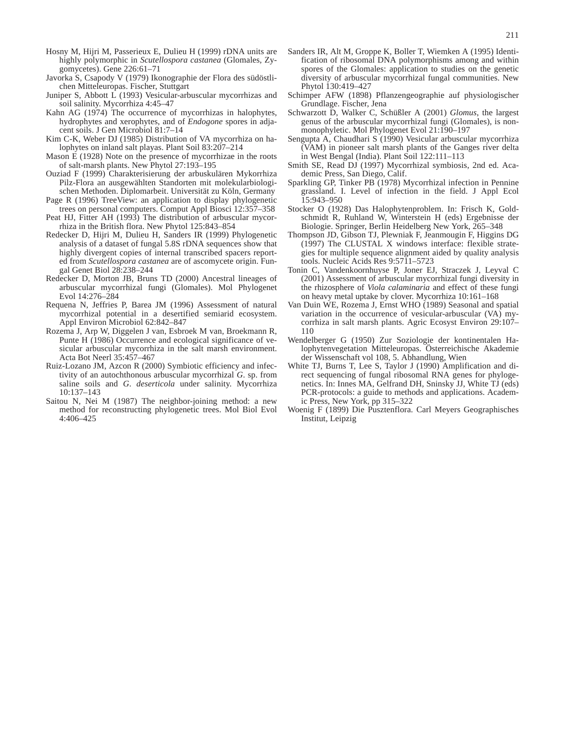Hosny M, Hijri M, Passerieux E, Dulieu H (1999) rDNA units are highly polymorphic in *Scutellospora castanea* (Glomales, Zygomycetes). Gene 226:61–71

Javorka S, Csapody V (1979) Ikonographie der Flora des südöstlichen Mitteleuropas. Fischer, Stuttgart

Juniper S, Abbott L (1993) Vesicular-arbuscular mycorrhizas and soil salinity. Mycorrhiza 4:45–47

Kahn AG (1974) The occurrence of mycorrhizas in halophytes, hydrophytes and xerophytes, and of *Endogone* spores in adjacent soils. J Gen Microbiol 81:7–14

Kim C-K, Weber DJ (1985) Distribution of VA mycorrhiza on halophytes on inland salt playas. Plant Soil 83:207–214

Mason E (1928) Note on the presence of mycorrhizae in the roots of salt-marsh plants. New Phytol 27:193–195

Ouziad F (1999) Charakterisierung der arbuskulären Mykorrhiza Pilz-Flora an ausgewählten Standorten mit molekularbiologischen Methoden. Diplomarbeit. Universität zu Köln, Germany

Page R (1996) TreeView: an application to display phylogenetic trees on personal computers. Comput Appl Biosci 12:357–358

Peat HJ, Fitter AH (1993) The distribution of arbuscular mycorrhiza in the British flora. New Phytol 125:843–854

Redecker D, Hijri M, Dulieu H, Sanders IR (1999) Phylogenetic analysis of a dataset of fungal 5.8S rDNA sequences show that highly divergent copies of internal transcribed spacers reported from *Scutellospora castanea* are of ascomycete origin. Fungal Genet Biol 28:238–244

Redecker D, Morton JB, Bruns TD (2000) Ancestral lineages of arbuscular mycorrhizal fungi (Glomales). Mol Phylogenet Evol 14:276–284

Requena N, Jeffries P, Barea JM (1996) Assessment of natural mycorrhizal potential in a desertified semiarid ecosystem. Appl Environ Microbiol 62:842–847

Rozema J, Arp W, Diggelen J van, Esbroek M van, Broekmann R, Punte H (1986) Occurrence and ecological significance of vesicular arbuscular mycorrhiza in the salt marsh environment. Acta Bot Neerl 35:457–467

Ruiz-Lozano JM, Azcon R (2000) Symbiotic efficiency and infectivity of an autochthonous arbuscular mycorrhizal *G*. sp. from saline soils and *G. deserticola* under salinity. Mycorrhiza 10:137–143

Saitou N, Nei M (1987) The neighbor-joining method: a new method for reconstructing phylogenetic trees. Mol Biol Evol 4:406–425

Sanders IR, Alt M, Groppe K, Boller T, Wiemken A (1995) Identification of ribosomal DNA polymorphisms among and within spores of the Glomales: application to studies on the genetic diversity of arbuscular mycorrhizal fungal communities. New Phytol 130:419–427

Schimper AFW (1898) Pflanzengeographie auf physiologischer Grundlage. Fischer, Jena

Schwarzott D, Walker C, Schüßler A (2001) *Glomus*, the largest genus of the arbuscular mycorrhizal fungi (Glomales), is nonmonophyletic. Mol Phylogenet Evol 21:190–197

Sengupta A, Chaudhari S (1990) Vesicular arbuscular mycorrhiza (VAM) in pioneer salt marsh plants of the Ganges river delta in West Bengal (India). Plant Soil 122:111–113

Smith SE, Read DJ (1997) Mycorrhizal symbiosis, 2nd ed. Academic Press, San Diego, Calif.

Sparkling GP, Tinker PB (1978) Mycorrhizal infection in Pennine grassland. I. Level of infection in the field. J Appl Ecol 15:943–950

Stocker O (1928) Das Halophytenproblem. In: Frisch K, Goldschmidt R, Ruhland W, Winterstein H (eds) Ergebnisse der Biologie. Springer, Berlin Heidelberg New York, 265–348

Thompson JD, Gibson TJ, Plewniak F, Jeanmougin F, Higgins DG (1997) The CLUSTAL X windows interface: flexible strategies for multiple sequence alignment aided by quality analysis tools. Nucleic Acids Res 9:5711–5723

Tonin C, Vandenkoornhuyse P, Joner EJ, Straczek J, Leyval C (2001) Assessment of arbuscular mycorrhizal fungi diversity in the rhizosphere of *Viola calaminaria* and effect of these fungi on heavy metal uptake by clover. Mycorrhiza 10:161–168

Van Duin WE, Rozema J, Ernst WHO (1989) Seasonal and spatial variation in the occurrence of vesicular-arbuscular (VA) mycorrhiza in salt marsh plants. Agric Ecosyst Environ 29:107–110

Wendelberger G (1950) Zur Soziologie der kontinentalen Halophytenvegetation Mitteleuropas. Österreichische Akademie der Wissenschaft vol 108, 5. Abhandlung, Wien

White TJ, Burns T, Lee S, Taylor J (1990) Amplification and direct sequencing of fungal ribosomal RNA genes for phylogenetics. In: Innes MA, Gelfrand DH, Sninsky JJ, White TJ (eds) PCR-protocols: a guide to methods and applications. Academic Press, New York, pp 315–322

Woenig F (1899) Die Pusztenflora. Carl Meyers Geographisches Institut, Leipzig